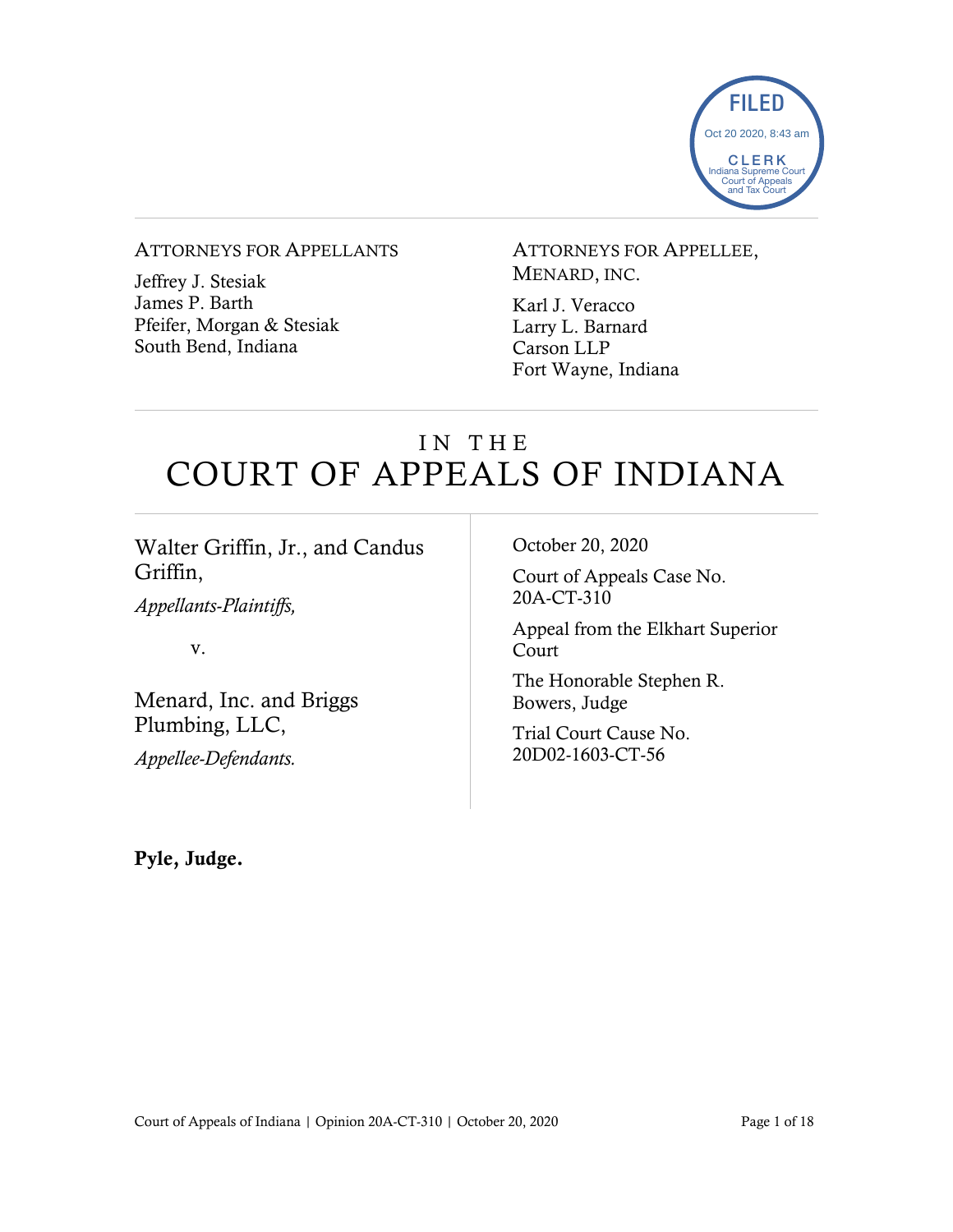FILED
Oct 20 2020, 8:43 am
CLERK
Indiana Supreme Court
Court of Appeals
and Tax Court

ATTORNEYS FOR APPELLANTS

Jeffrey J. Stesiak
James P. Barth
Pfeifer, Morgan & Stesiak
South Bend, Indiana

ATTORNEYS FOR APPELLEE, MENARD, INC.

Karl J. Veracco
Larry L. Barnard
Carson LLP
Fort Wayne, Indiana

# IN THE COURT OF APPEALS OF INDIANA

Walter Griffin, Jr., and Candus Griffin,

*Appellants-Plaintiffs,*

v.

Menard, Inc. and Briggs Plumbing, LLC,

*Appellee-Defendants.*

October 20, 2020

Court of Appeals Case No. 20A-CT-310

Appeal from the Elkhart Superior Court

The Honorable Stephen R. Bowers, Judge

Trial Court Cause No. 20D02-1603-CT-56

**Pyle, Judge.**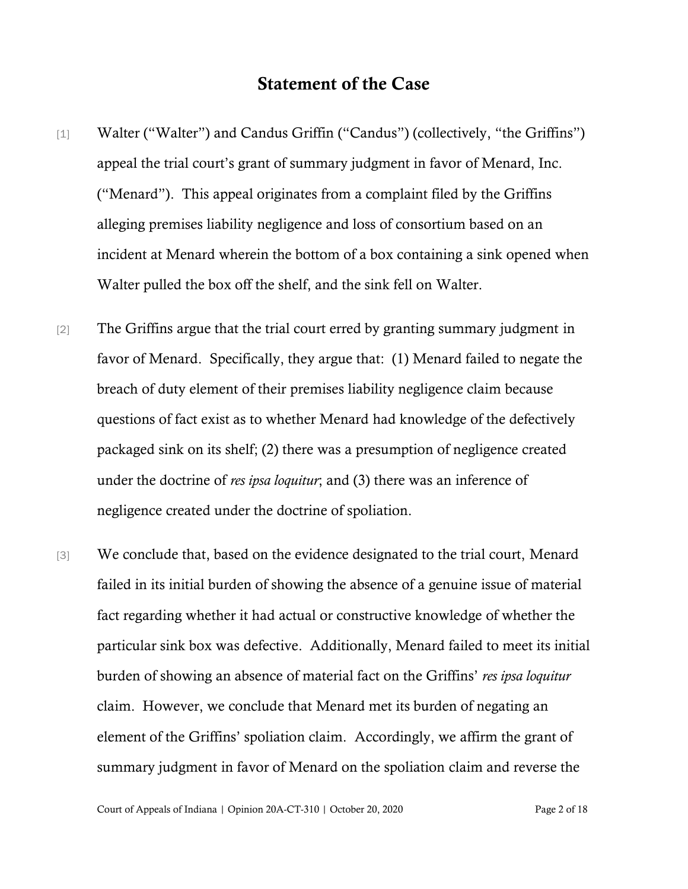## Statement of the Case

[1] Walter ("Walter") and Candus Griffin ("Candus") (collectively, "the Griffins") appeal the trial court's grant of summary judgment in favor of Menard, Inc. ("Menard"). This appeal originates from a complaint filed by the Griffins alleging premises liability negligence and loss of consortium based on an incident at Menard wherein the bottom of a box containing a sink opened when Walter pulled the box off the shelf, and the sink fell on Walter.

[2] The Griffins argue that the trial court erred by granting summary judgment in favor of Menard. Specifically, they argue that: (1) Menard failed to negate the breach of duty element of their premises liability negligence claim because questions of fact exist as to whether Menard had knowledge of the defectively packaged sink on its shelf; (2) there was a presumption of negligence created under the doctrine of *res ipsa loquitur*; and (3) there was an inference of negligence created under the doctrine of spoliation.

[3] We conclude that, based on the evidence designated to the trial court, Menard failed in its initial burden of showing the absence of a genuine issue of material fact regarding whether it had actual or constructive knowledge of whether the particular sink box was defective. Additionally, Menard failed to meet its initial burden of showing an absence of material fact on the Griffins' *res ipsa loquitur* claim. However, we conclude that Menard met its burden of negating an element of the Griffins' spoliation claim. Accordingly, we affirm the grant of summary judgment in favor of Menard on the spoliation claim and reverse the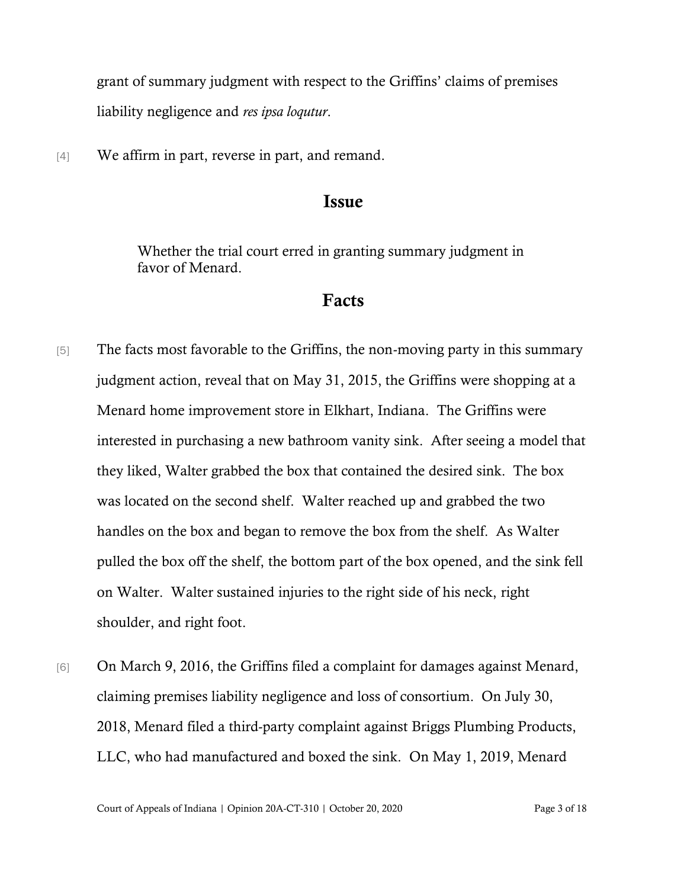grant of summary judgment with respect to the Griffins' claims of premises liability negligence and *res ipsa loqutur*.

[4] We affirm in part, reverse in part, and remand.

## Issue

> Whether the trial court erred in granting summary judgment in favor of Menard.

## Facts

[5] The facts most favorable to the Griffins, the non-moving party in this summary judgment action, reveal that on May 31, 2015, the Griffins were shopping at a Menard home improvement store in Elkhart, Indiana. The Griffins were interested in purchasing a new bathroom vanity sink. After seeing a model that they liked, Walter grabbed the box that contained the desired sink. The box was located on the second shelf. Walter reached up and grabbed the two handles on the box and began to remove the box from the shelf. As Walter pulled the box off the shelf, the bottom part of the box opened, and the sink fell on Walter. Walter sustained injuries to the right side of his neck, right shoulder, and right foot.

[6] On March 9, 2016, the Griffins filed a complaint for damages against Menard, claiming premises liability negligence and loss of consortium. On July 30, 2018, Menard filed a third-party complaint against Briggs Plumbing Products, LLC, who had manufactured and boxed the sink. On May 1, 2019, Menard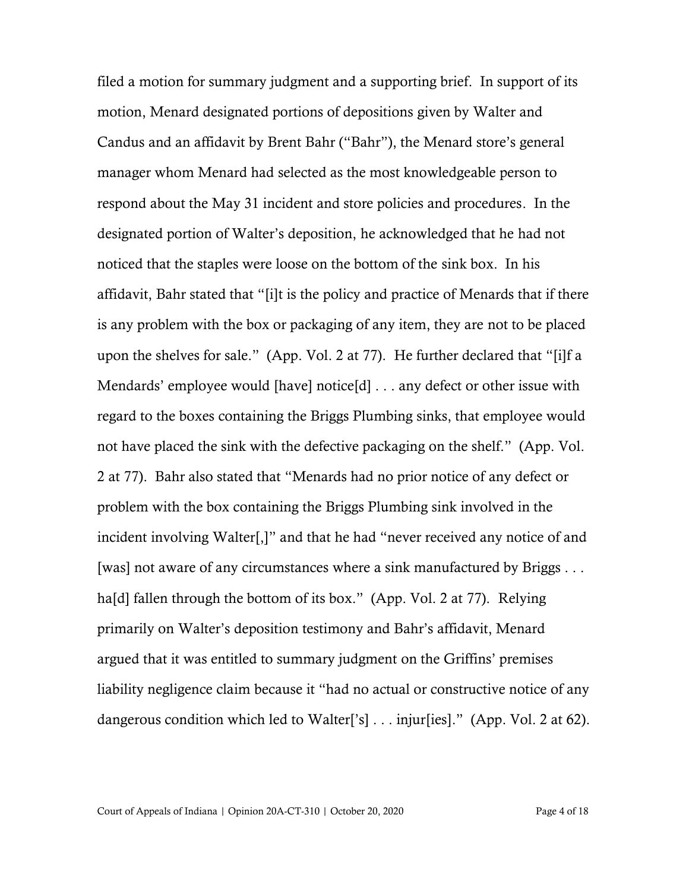filed a motion for summary judgment and a supporting brief. In support of its motion, Menard designated portions of depositions given by Walter and Candus and an affidavit by Brent Bahr ("Bahr"), the Menard store's general manager whom Menard had selected as the most knowledgeable person to respond about the May 31 incident and store policies and procedures. In the designated portion of Walter's deposition, he acknowledged that he had not noticed that the staples were loose on the bottom of the sink box. In his affidavit, Bahr stated that "[i]t is the policy and practice of Menards that if there is any problem with the box or packaging of any item, they are not to be placed upon the shelves for sale." (App. Vol. 2 at 77). He further declared that "[i]f a Mendards' employee would [have] notice[d] . . . any defect or other issue with regard to the boxes containing the Briggs Plumbing sinks, that employee would not have placed the sink with the defective packaging on the shelf." (App. Vol. 2 at 77). Bahr also stated that "Menards had no prior notice of any defect or problem with the box containing the Briggs Plumbing sink involved in the incident involving Walter[,]" and that he had "never received any notice of and [was] not aware of any circumstances where a sink manufactured by Briggs . . . ha[d] fallen through the bottom of its box." (App. Vol. 2 at 77). Relying primarily on Walter's deposition testimony and Bahr's affidavit, Menard argued that it was entitled to summary judgment on the Griffins' premises liability negligence claim because it "had no actual or constructive notice of any dangerous condition which led to Walter['s] . . . injur[ies]." (App. Vol. 2 at 62).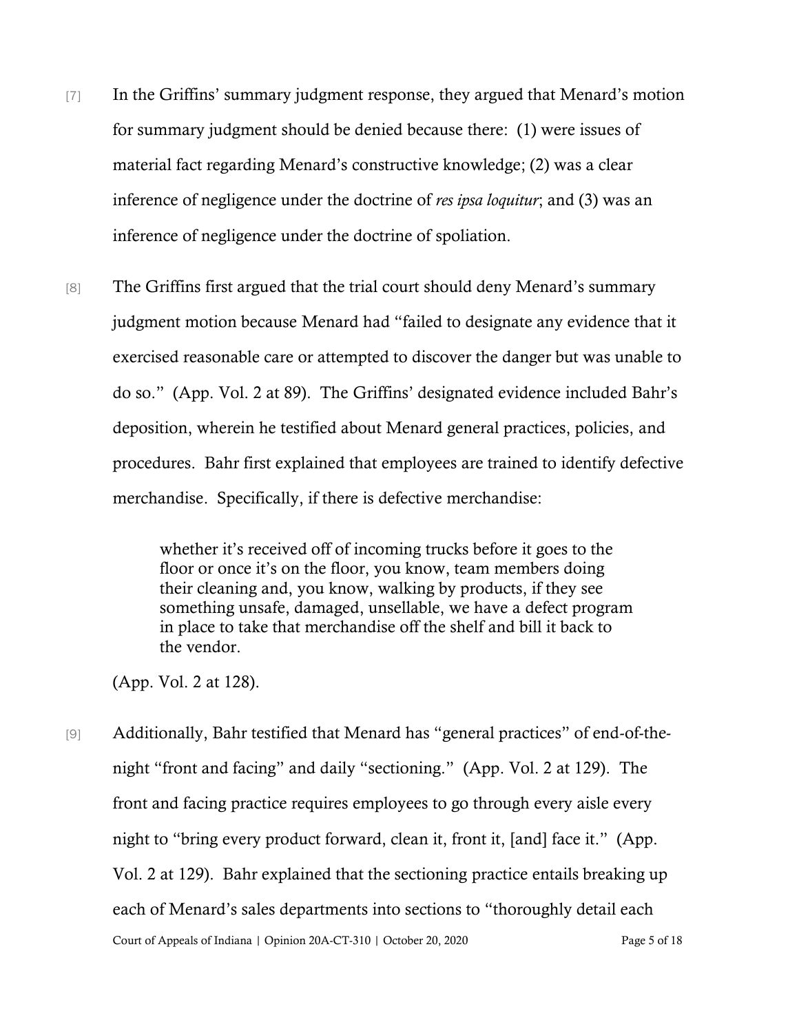[7] In the Griffins' summary judgment response, they argued that Menard's motion for summary judgment should be denied because there: (1) were issues of material fact regarding Menard's constructive knowledge; (2) was a clear inference of negligence under the doctrine of *res ipsa loquitur*; and (3) was an inference of negligence under the doctrine of spoliation.

[8] The Griffins first argued that the trial court should deny Menard's summary judgment motion because Menard had "failed to designate any evidence that it exercised reasonable care or attempted to discover the danger but was unable to do so." (App. Vol. 2 at 89). The Griffins' designated evidence included Bahr's deposition, wherein he testified about Menard general practices, policies, and procedures. Bahr first explained that employees are trained to identify defective merchandise. Specifically, if there is defective merchandise:

> whether it's received off of incoming trucks before it goes to the floor or once it's on the floor, you know, team members doing their cleaning and, you know, walking by products, if they see something unsafe, damaged, unsellable, we have a defect program in place to take that merchandise off the shelf and bill it back to the vendor.

(App. Vol. 2 at 128).

[9] Additionally, Bahr testified that Menard has "general practices" of end-of-the-night "front and facing" and daily "sectioning." (App. Vol. 2 at 129). The front and facing practice requires employees to go through every aisle every night to "bring every product forward, clean it, front it, [and] face it." (App. Vol. 2 at 129). Bahr explained that the sectioning practice entails breaking up each of Menard's sales departments into sections to "thoroughly detail each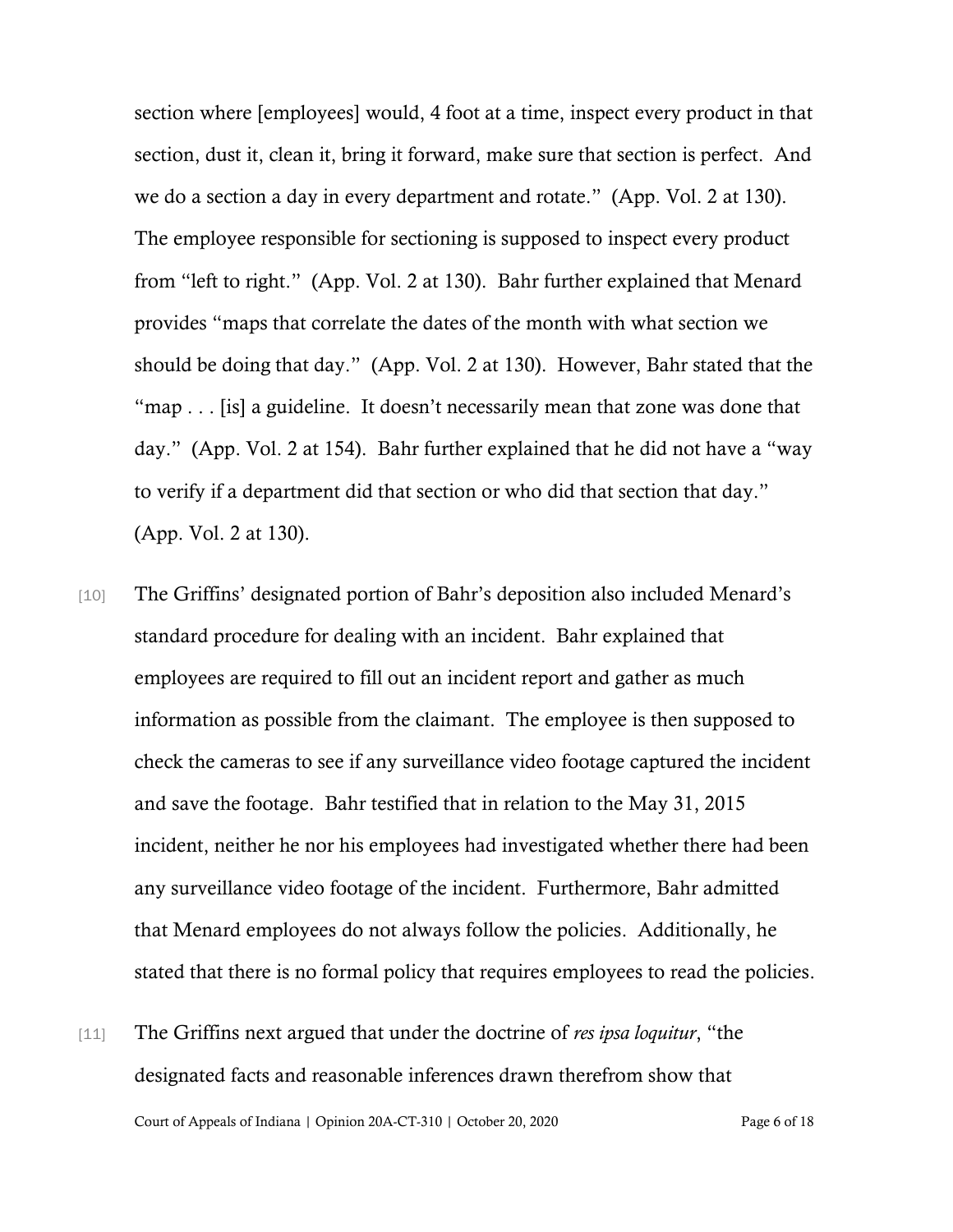section where [employees] would, 4 foot at a time, inspect every product in that section, dust it, clean it, bring it forward, make sure that section is perfect. And we do a section a day in every department and rotate." (App. Vol. 2 at 130). The employee responsible for sectioning is supposed to inspect every product from "left to right." (App. Vol. 2 at 130). Bahr further explained that Menard provides "maps that correlate the dates of the month with what section we should be doing that day." (App. Vol. 2 at 130). However, Bahr stated that the "map . . . [is] a guideline. It doesn't necessarily mean that zone was done that day." (App. Vol. 2 at 154). Bahr further explained that he did not have a "way to verify if a department did that section or who did that section that day." (App. Vol. 2 at 130).

[10] The Griffins' designated portion of Bahr's deposition also included Menard's standard procedure for dealing with an incident. Bahr explained that employees are required to fill out an incident report and gather as much information as possible from the claimant. The employee is then supposed to check the cameras to see if any surveillance video footage captured the incident and save the footage. Bahr testified that in relation to the May 31, 2015 incident, neither he nor his employees had investigated whether there had been any surveillance video footage of the incident. Furthermore, Bahr admitted that Menard employees do not always follow the policies. Additionally, he stated that there is no formal policy that requires employees to read the policies.

[11] The Griffins next argued that under the doctrine of *res ipsa loquitur*, "the designated facts and reasonable inferences drawn therefrom show that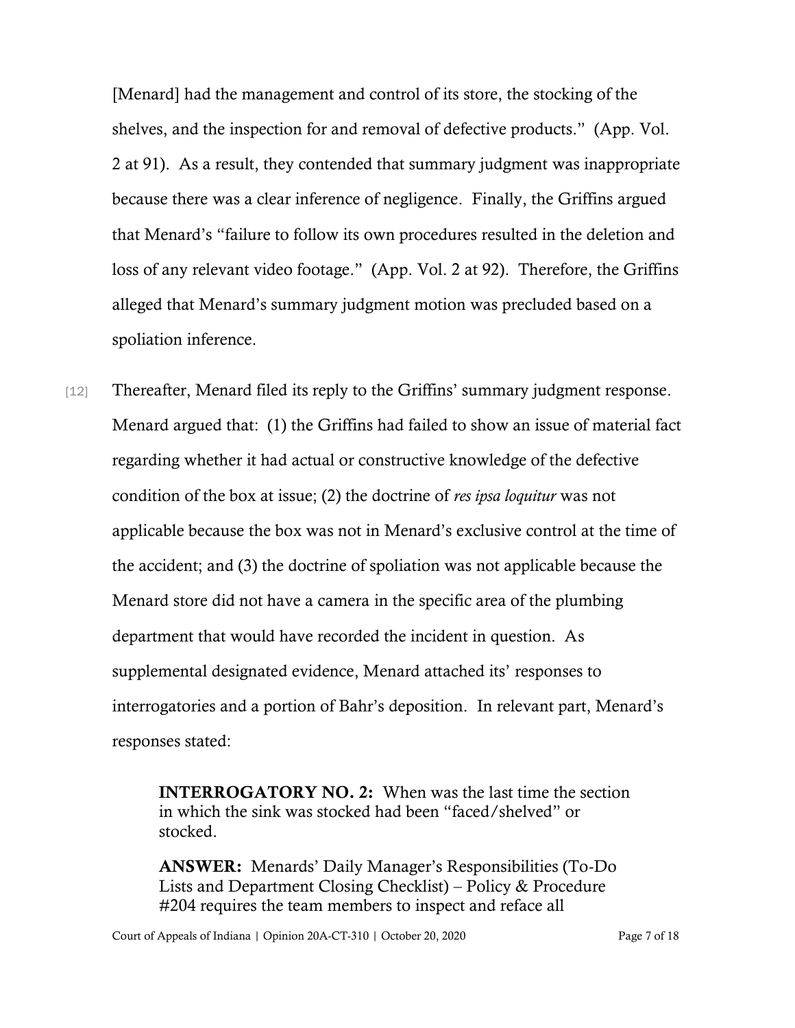[Menard] had the management and control of its store, the stocking of the shelves, and the inspection for and removal of defective products." (App. Vol. 2 at 91). As a result, they contended that summary judgment was inappropriate because there was a clear inference of negligence. Finally, the Griffins argued that Menard's "failure to follow its own procedures resulted in the deletion and loss of any relevant video footage." (App. Vol. 2 at 92). Therefore, the Griffins alleged that Menard's summary judgment motion was precluded based on a spoliation inference.

[12] Thereafter, Menard filed its reply to the Griffins' summary judgment response. Menard argued that: (1) the Griffins had failed to show an issue of material fact regarding whether it had actual or constructive knowledge of the defective condition of the box at issue; (2) the doctrine of *res ipsa loquitur* was not applicable because the box was not in Menard's exclusive control at the time of the accident; and (3) the doctrine of spoliation was not applicable because the Menard store did not have a camera in the specific area of the plumbing department that would have recorded the incident in question. As supplemental designated evidence, Menard attached its' responses to interrogatories and a portion of Bahr's deposition. In relevant part, Menard's responses stated:

> **INTERROGATORY NO. 2:** When was the last time the section in which the sink was stocked had been "faced/shelved" or stocked.
>
> **ANSWER:** Menards' Daily Manager's Responsibilities (To-Do Lists and Department Closing Checklist) – Policy & Procedure #204 requires the team members to inspect and reface all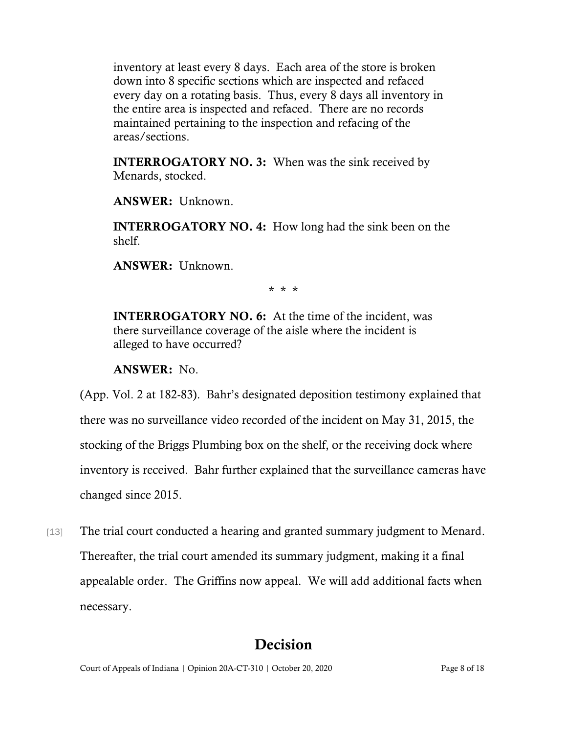inventory at least every 8 days. Each area of the store is broken down into 8 specific sections which are inspected and refaced every day on a rotating basis. Thus, every 8 days all inventory in the entire area is inspected and refaced. There are no records maintained pertaining to the inspection and refacing of the areas/sections.

> **INTERROGATORY NO. 3:** When was the sink received by Menards, stocked.
>
> **ANSWER:** Unknown.
>
> **INTERROGATORY NO. 4:** How long had the sink been on the shelf.
>
> **ANSWER:** Unknown.
>
> \* \* \*
>
> **INTERROGATORY NO. 6:** At the time of the incident, was there surveillance coverage of the aisle where the incident is alleged to have occurred?
>
> **ANSWER:** No.

(App. Vol. 2 at 182-83). Bahr's designated deposition testimony explained that there was no surveillance video recorded of the incident on May 31, 2015, the stocking of the Briggs Plumbing box on the shelf, or the receiving dock where inventory is received. Bahr further explained that the surveillance cameras have changed since 2015.

[13] The trial court conducted a hearing and granted summary judgment to Menard. Thereafter, the trial court amended its summary judgment, making it a final appealable order. The Griffins now appeal. We will add additional facts when necessary.

## Decision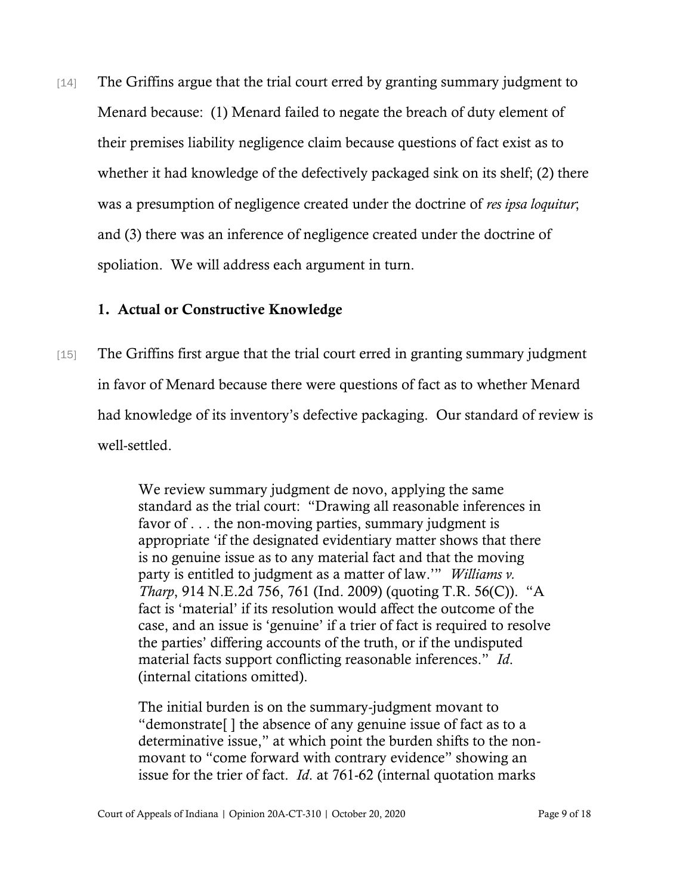[14] The Griffins argue that the trial court erred by granting summary judgment to Menard because: (1) Menard failed to negate the breach of duty element of their premises liability negligence claim because questions of fact exist as to whether it had knowledge of the defectively packaged sink on its shelf; (2) there was a presumption of negligence created under the doctrine of *res ipsa loquitur*; and (3) there was an inference of negligence created under the doctrine of spoliation. We will address each argument in turn.

### 1. Actual or Constructive Knowledge

[15] The Griffins first argue that the trial court erred in granting summary judgment in favor of Menard because there were questions of fact as to whether Menard had knowledge of its inventory's defective packaging. Our standard of review is well-settled.

> We review summary judgment de novo, applying the same standard as the trial court: "Drawing all reasonable inferences in favor of . . . the non-moving parties, summary judgment is appropriate 'if the designated evidentiary matter shows that there is no genuine issue as to any material fact and that the moving party is entitled to judgment as a matter of law.'" *Williams v. Tharp*, 914 N.E.2d 756, 761 (Ind. 2009) (quoting T.R. 56(C)). "A fact is 'material' if its resolution would affect the outcome of the case, and an issue is 'genuine' if a trier of fact is required to resolve the parties' differing accounts of the truth, or if the undisputed material facts support conflicting reasonable inferences." *Id*. (internal citations omitted).
>
> The initial burden is on the summary-judgment movant to "demonstrate[ ] the absence of any genuine issue of fact as to a determinative issue," at which point the burden shifts to the non-movant to "come forward with contrary evidence" showing an issue for the trier of fact. *Id*. at 761-62 (internal quotation marks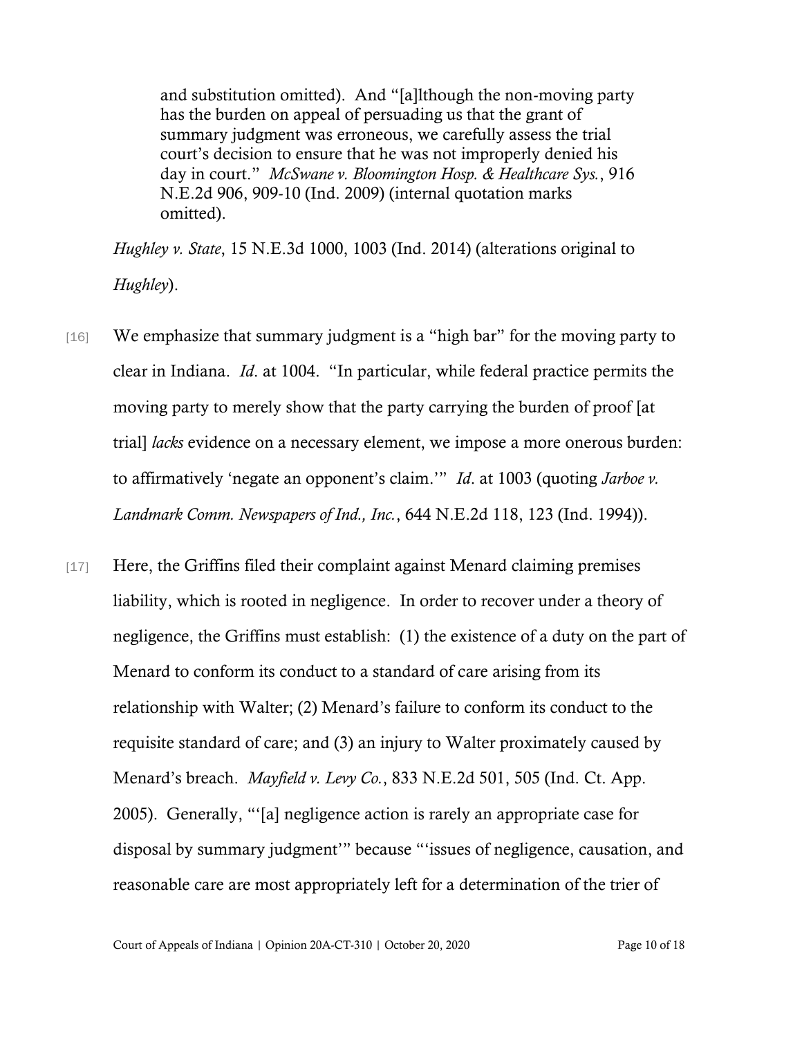> and substitution omitted). And "[a]lthough the non-moving party has the burden on appeal of persuading us that the grant of summary judgment was erroneous, we carefully assess the trial court's decision to ensure that he was not improperly denied his day in court." *McSwane v. Bloomington Hosp. & Healthcare Sys.*, 916 N.E.2d 906, 909-10 (Ind. 2009) (internal quotation marks omitted).

*Hughley v. State*, 15 N.E.3d 1000, 1003 (Ind. 2014) (alterations original to *Hughley*).

[16] We emphasize that summary judgment is a "high bar" for the moving party to clear in Indiana. *Id*. at 1004. "In particular, while federal practice permits the moving party to merely show that the party carrying the burden of proof [at trial] *lacks* evidence on a necessary element, we impose a more onerous burden: to affirmatively 'negate an opponent's claim.'" *Id*. at 1003 (quoting *Jarboe v. Landmark Comm. Newspapers of Ind., Inc.*, 644 N.E.2d 118, 123 (Ind. 1994)).

[17] Here, the Griffins filed their complaint against Menard claiming premises liability, which is rooted in negligence. In order to recover under a theory of negligence, the Griffins must establish: (1) the existence of a duty on the part of Menard to conform its conduct to a standard of care arising from its relationship with Walter; (2) Menard's failure to conform its conduct to the requisite standard of care; and (3) an injury to Walter proximately caused by Menard's breach. *Mayfield v. Levy Co.*, 833 N.E.2d 501, 505 (Ind. Ct. App. 2005). Generally, "'[a] negligence action is rarely an appropriate case for disposal by summary judgment'" because "'issues of negligence, causation, and reasonable care are most appropriately left for a determination of the trier of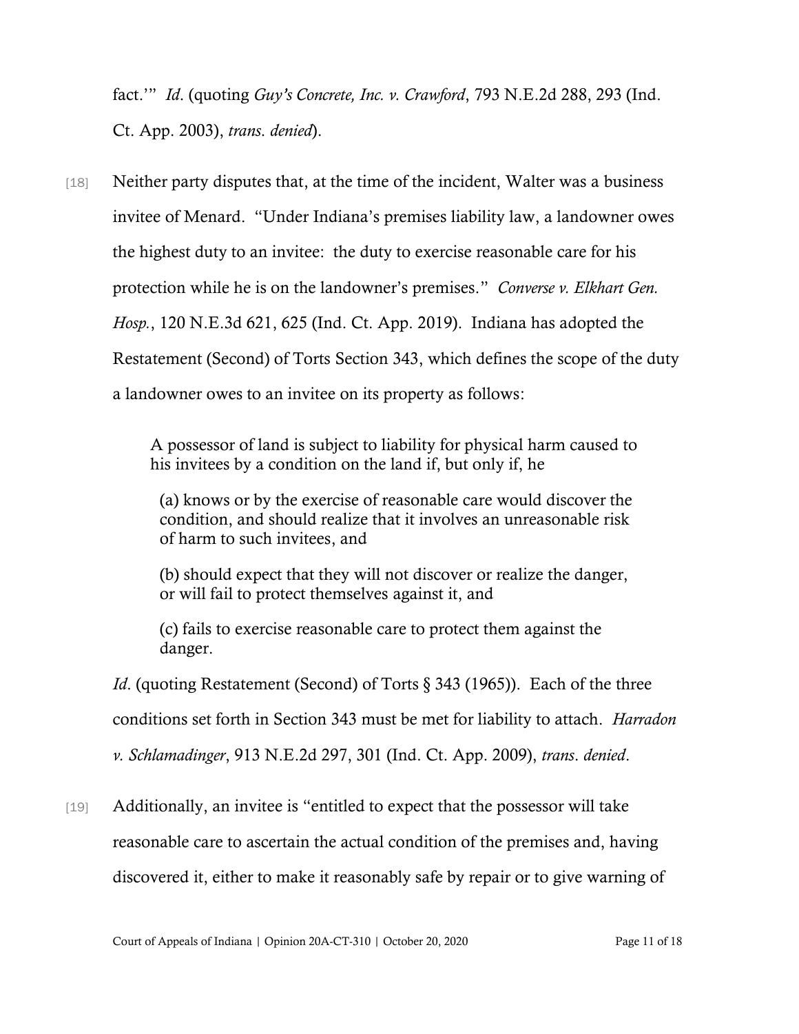fact.'" *Id*. (quoting *Guy's Concrete, Inc. v. Crawford*, 793 N.E.2d 288, 293 (Ind. Ct. App. 2003), *trans. denied*).

[18] Neither party disputes that, at the time of the incident, Walter was a business invitee of Menard. "Under Indiana's premises liability law, a landowner owes the highest duty to an invitee: the duty to exercise reasonable care for his protection while he is on the landowner's premises." *Converse v. Elkhart Gen. Hosp.*, 120 N.E.3d 621, 625 (Ind. Ct. App. 2019). Indiana has adopted the Restatement (Second) of Torts Section 343, which defines the scope of the duty a landowner owes to an invitee on its property as follows:

> A possessor of land is subject to liability for physical harm caused to his invitees by a condition on the land if, but only if, he
>
> (a) knows or by the exercise of reasonable care would discover the condition, and should realize that it involves an unreasonable risk of harm to such invitees, and
>
> (b) should expect that they will not discover or realize the danger, or will fail to protect themselves against it, and
>
> (c) fails to exercise reasonable care to protect them against the danger.

*Id*. (quoting Restatement (Second) of Torts § 343 (1965)). Each of the three conditions set forth in Section 343 must be met for liability to attach. *Harradon v. Schlamadinger*, 913 N.E.2d 297, 301 (Ind. Ct. App. 2009), *trans. denied*.

[19] Additionally, an invitee is "entitled to expect that the possessor will take reasonable care to ascertain the actual condition of the premises and, having discovered it, either to make it reasonably safe by repair or to give warning of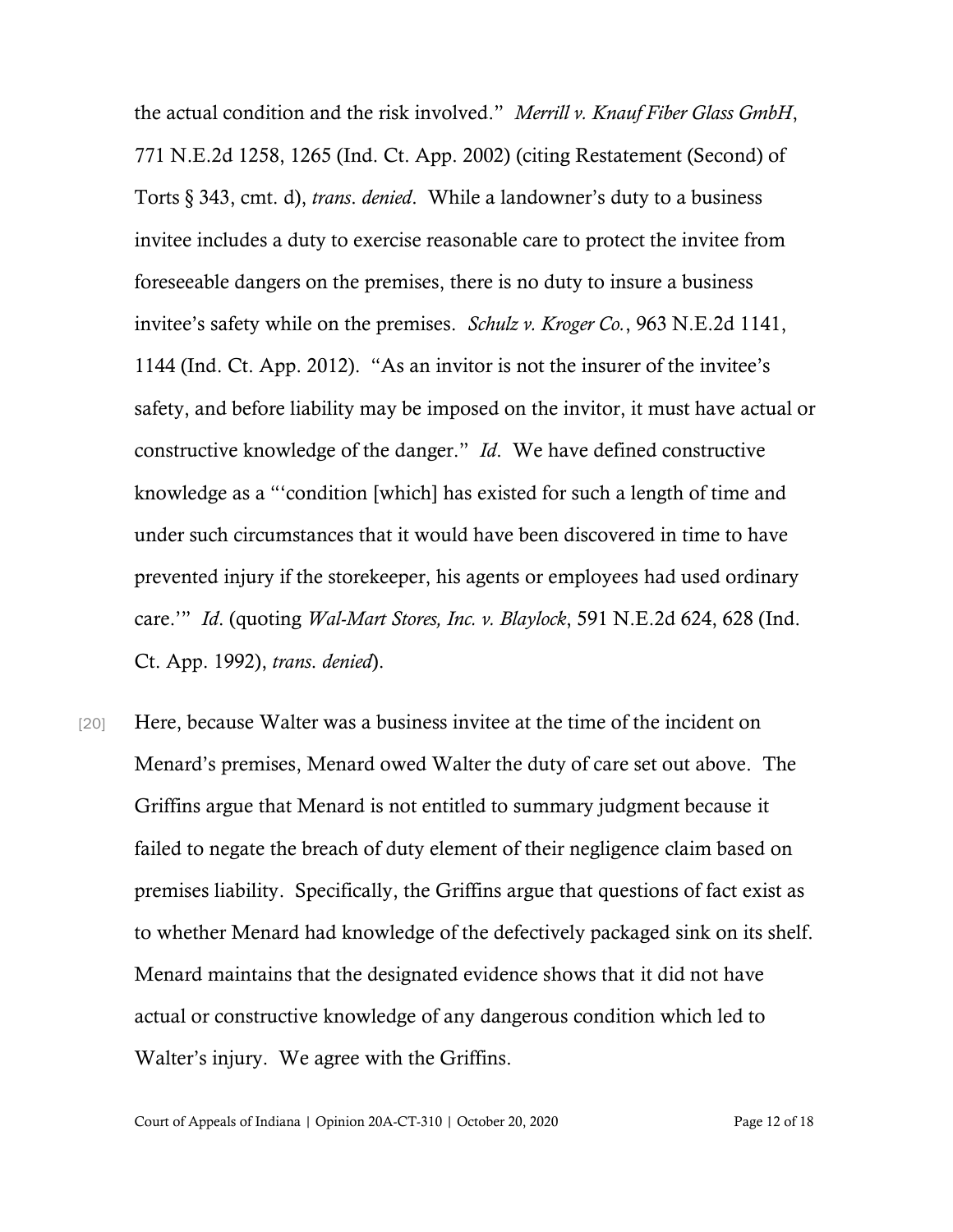the actual condition and the risk involved." *Merrill v. Knauf Fiber Glass GmbH*, 771 N.E.2d 1258, 1265 (Ind. Ct. App. 2002) (citing Restatement (Second) of Torts § 343, cmt. d), *trans. denied*. While a landowner's duty to a business invitee includes a duty to exercise reasonable care to protect the invitee from foreseeable dangers on the premises, there is no duty to insure a business invitee's safety while on the premises. *Schulz v. Kroger Co.*, 963 N.E.2d 1141, 1144 (Ind. Ct. App. 2012). "As an invitor is not the insurer of the invitee's safety, and before liability may be imposed on the invitor, it must have actual or constructive knowledge of the danger." *Id*. We have defined constructive knowledge as a "'condition [which] has existed for such a length of time and under such circumstances that it would have been discovered in time to have prevented injury if the storekeeper, his agents or employees had used ordinary care.'" *Id*. (quoting *Wal-Mart Stores, Inc. v. Blaylock*, 591 N.E.2d 624, 628 (Ind. Ct. App. 1992), *trans. denied*).

[20] Here, because Walter was a business invitee at the time of the incident on Menard's premises, Menard owed Walter the duty of care set out above. The Griffins argue that Menard is not entitled to summary judgment because it failed to negate the breach of duty element of their negligence claim based on premises liability. Specifically, the Griffins argue that questions of fact exist as to whether Menard had knowledge of the defectively packaged sink on its shelf. Menard maintains that the designated evidence shows that it did not have actual or constructive knowledge of any dangerous condition which led to Walter's injury. We agree with the Griffins.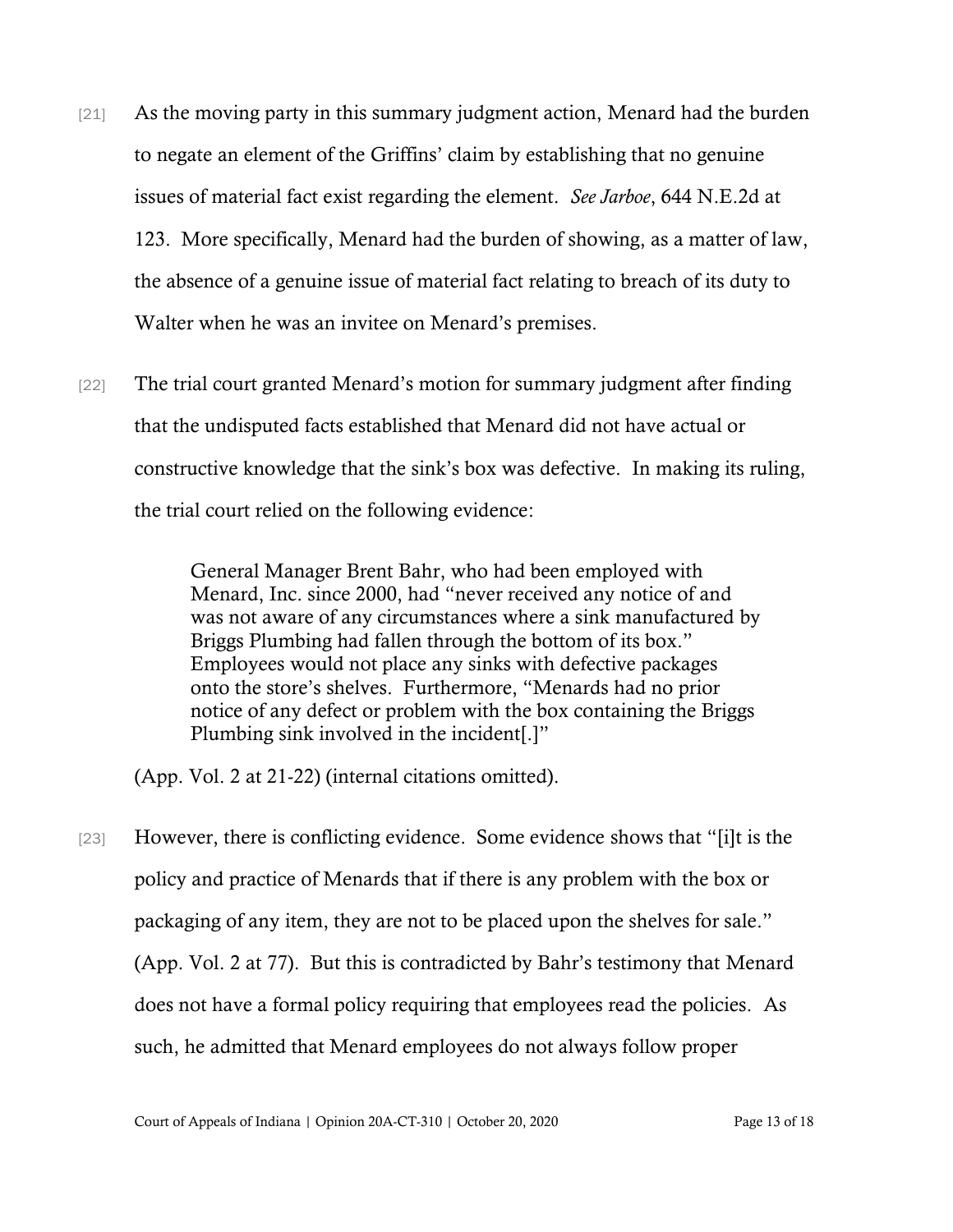[21] As the moving party in this summary judgment action, Menard had the burden to negate an element of the Griffins' claim by establishing that no genuine issues of material fact exist regarding the element. *See Jarboe*, 644 N.E.2d at 123. More specifically, Menard had the burden of showing, as a matter of law, the absence of a genuine issue of material fact relating to breach of its duty to Walter when he was an invitee on Menard's premises.

[22] The trial court granted Menard's motion for summary judgment after finding that the undisputed facts established that Menard did not have actual or constructive knowledge that the sink's box was defective. In making its ruling, the trial court relied on the following evidence:

> General Manager Brent Bahr, who had been employed with Menard, Inc. since 2000, had "never received any notice of and was not aware of any circumstances where a sink manufactured by Briggs Plumbing had fallen through the bottom of its box." Employees would not place any sinks with defective packages onto the store's shelves. Furthermore, "Menards had no prior notice of any defect or problem with the box containing the Briggs Plumbing sink involved in the incident[.]"

(App. Vol. 2 at 21-22) (internal citations omitted).

[23] However, there is conflicting evidence. Some evidence shows that "[i]t is the policy and practice of Menards that if there is any problem with the box or packaging of any item, they are not to be placed upon the shelves for sale." (App. Vol. 2 at 77). But this is contradicted by Bahr's testimony that Menard does not have a formal policy requiring that employees read the policies. As such, he admitted that Menard employees do not always follow proper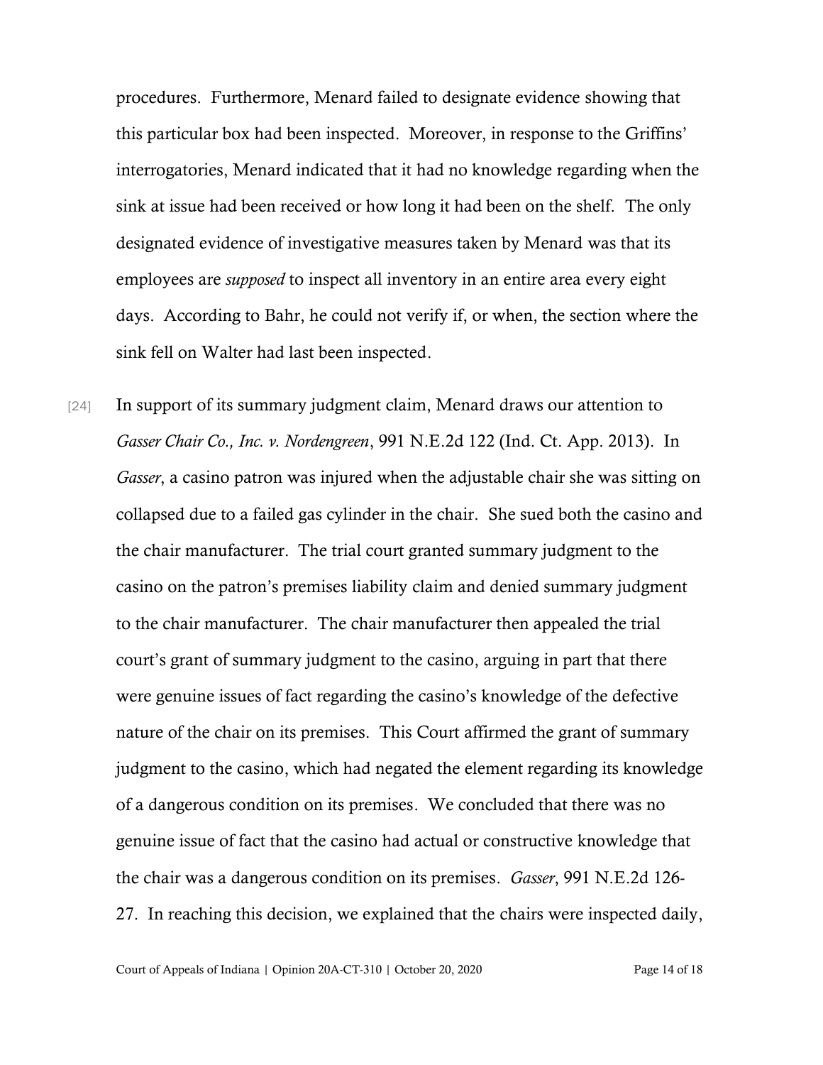procedures. Furthermore, Menard failed to designate evidence showing that this particular box had been inspected. Moreover, in response to the Griffins' interrogatories, Menard indicated that it had no knowledge regarding when the sink at issue had been received or how long it had been on the shelf. The only designated evidence of investigative measures taken by Menard was that its employees are *supposed* to inspect all inventory in an entire area every eight days. According to Bahr, he could not verify if, or when, the section where the sink fell on Walter had last been inspected.

[24] In support of its summary judgment claim, Menard draws our attention to *Gasser Chair Co., Inc. v. Nordengreen*, 991 N.E.2d 122 (Ind. Ct. App. 2013). In *Gasser*, a casino patron was injured when the adjustable chair she was sitting on collapsed due to a failed gas cylinder in the chair. She sued both the casino and the chair manufacturer. The trial court granted summary judgment to the casino on the patron's premises liability claim and denied summary judgment to the chair manufacturer. The chair manufacturer then appealed the trial court's grant of summary judgment to the casino, arguing in part that there were genuine issues of fact regarding the casino's knowledge of the defective nature of the chair on its premises. This Court affirmed the grant of summary judgment to the casino, which had negated the element regarding its knowledge of a dangerous condition on its premises. We concluded that there was no genuine issue of fact that the casino had actual or constructive knowledge that the chair was a dangerous condition on its premises. *Gasser*, 991 N.E.2d 126-27. In reaching this decision, we explained that the chairs were inspected daily,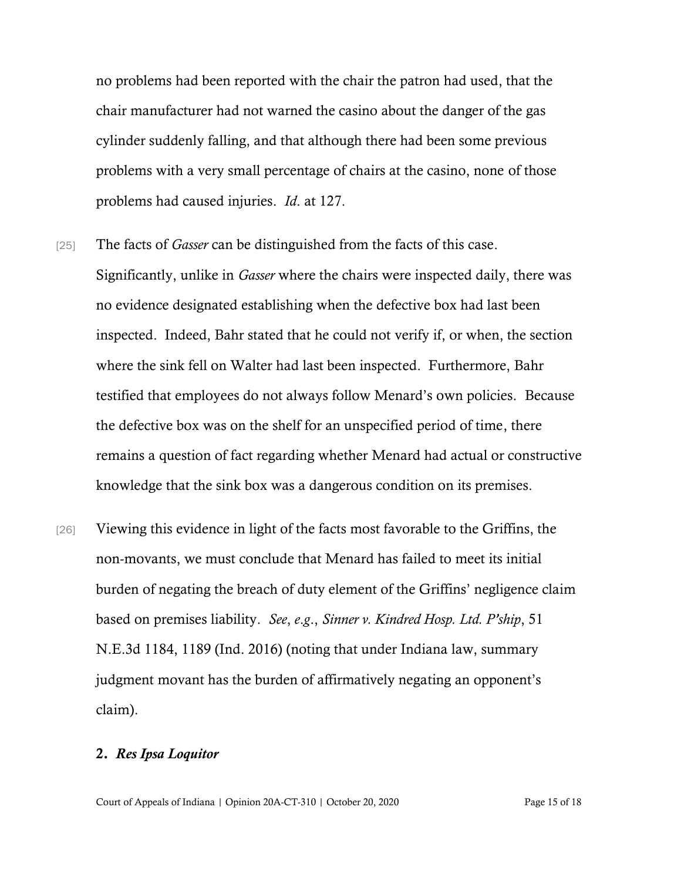no problems had been reported with the chair the patron had used, that the chair manufacturer had not warned the casino about the danger of the gas cylinder suddenly falling, and that although there had been some previous problems with a very small percentage of chairs at the casino, none of those problems had caused injuries. *Id*. at 127.

[25] The facts of *Gasser* can be distinguished from the facts of this case. Significantly, unlike in *Gasser* where the chairs were inspected daily, there was no evidence designated establishing when the defective box had last been inspected. Indeed, Bahr stated that he could not verify if, or when, the section where the sink fell on Walter had last been inspected. Furthermore, Bahr testified that employees do not always follow Menard's own policies. Because the defective box was on the shelf for an unspecified period of time, there remains a question of fact regarding whether Menard had actual or constructive knowledge that the sink box was a dangerous condition on its premises.

[26] Viewing this evidence in light of the facts most favorable to the Griffins, the non-movants, we must conclude that Menard has failed to meet its initial burden of negating the breach of duty element of the Griffins' negligence claim based on premises liability. *See*, *e.g*., *Sinner v. Kindred Hosp. Ltd. P'ship*, 51 N.E.3d 1184, 1189 (Ind. 2016) (noting that under Indiana law, summary judgment movant has the burden of affirmatively negating an opponent's claim).

### 2. *Res Ipsa Loquitor*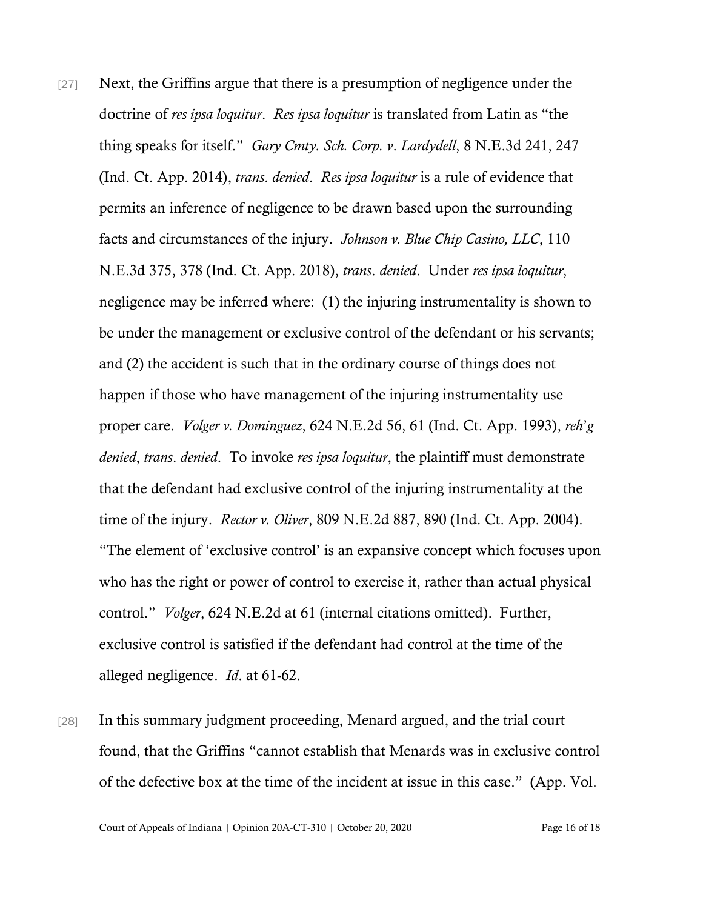[27] Next, the Griffins argue that there is a presumption of negligence under the doctrine of *res ipsa loquitur*. *Res ipsa loquitur* is translated from Latin as "the thing speaks for itself." *Gary Cmty. Sch. Corp. v. Lardydell*, 8 N.E.3d 241, 247 (Ind. Ct. App. 2014), *trans. denied*. *Res ipsa loquitur* is a rule of evidence that permits an inference of negligence to be drawn based upon the surrounding facts and circumstances of the injury. *Johnson v. Blue Chip Casino, LLC*, 110 N.E.3d 375, 378 (Ind. Ct. App. 2018), *trans. denied*. Under *res ipsa loquitur*, negligence may be inferred where: (1) the injuring instrumentality is shown to be under the management or exclusive control of the defendant or his servants; and (2) the accident is such that in the ordinary course of things does not happen if those who have management of the injuring instrumentality use proper care. *Volger v. Dominguez*, 624 N.E.2d 56, 61 (Ind. Ct. App. 1993), *reh'g denied*, *trans. denied*. To invoke *res ipsa loquitur*, the plaintiff must demonstrate that the defendant had exclusive control of the injuring instrumentality at the time of the injury. *Rector v. Oliver*, 809 N.E.2d 887, 890 (Ind. Ct. App. 2004). "The element of 'exclusive control' is an expansive concept which focuses upon who has the right or power of control to exercise it, rather than actual physical control." *Volger*, 624 N.E.2d at 61 (internal citations omitted). Further, exclusive control is satisfied if the defendant had control at the time of the alleged negligence. *Id*. at 61-62.

[28] In this summary judgment proceeding, Menard argued, and the trial court found, that the Griffins "cannot establish that Menards was in exclusive control of the defective box at the time of the incident at issue in this case." (App. Vol.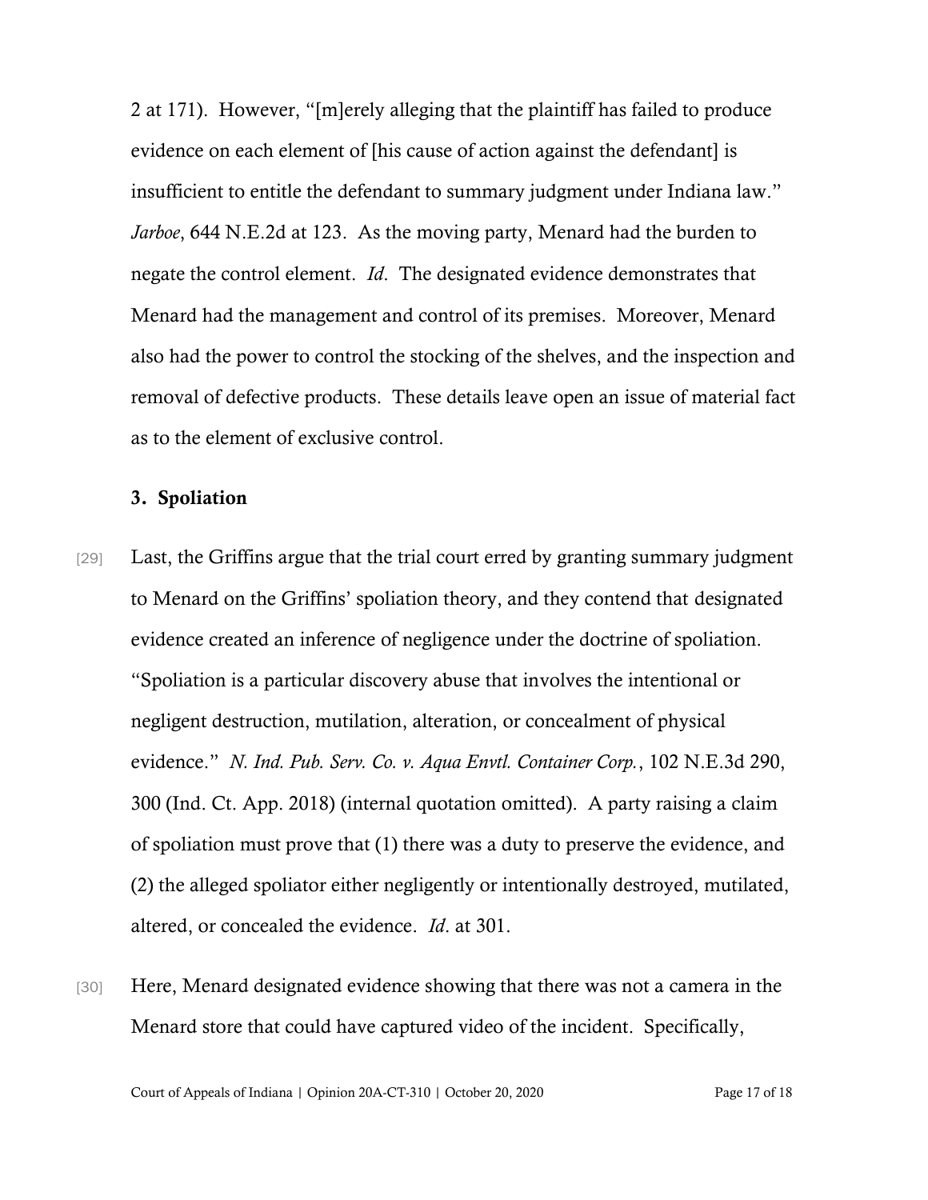2 at 171). However, "[m]erely alleging that the plaintiff has failed to produce evidence on each element of [his cause of action against the defendant] is insufficient to entitle the defendant to summary judgment under Indiana law." *Jarboe*, 644 N.E.2d at 123. As the moving party, Menard had the burden to negate the control element. *Id*. The designated evidence demonstrates that Menard had the management and control of its premises. Moreover, Menard also had the power to control the stocking of the shelves, and the inspection and removal of defective products. These details leave open an issue of material fact as to the element of exclusive control.

### 3. Spoliation

[29] Last, the Griffins argue that the trial court erred by granting summary judgment to Menard on the Griffins' spoliation theory, and they contend that designated evidence created an inference of negligence under the doctrine of spoliation. "Spoliation is a particular discovery abuse that involves the intentional or negligent destruction, mutilation, alteration, or concealment of physical evidence." *N. Ind. Pub. Serv. Co. v. Aqua Envtl. Container Corp.*, 102 N.E.3d 290, 300 (Ind. Ct. App. 2018) (internal quotation omitted). A party raising a claim of spoliation must prove that (1) there was a duty to preserve the evidence, and (2) the alleged spoliator either negligently or intentionally destroyed, mutilated, altered, or concealed the evidence. *Id*. at 301.

[30] Here, Menard designated evidence showing that there was not a camera in the Menard store that could have captured video of the incident. Specifically,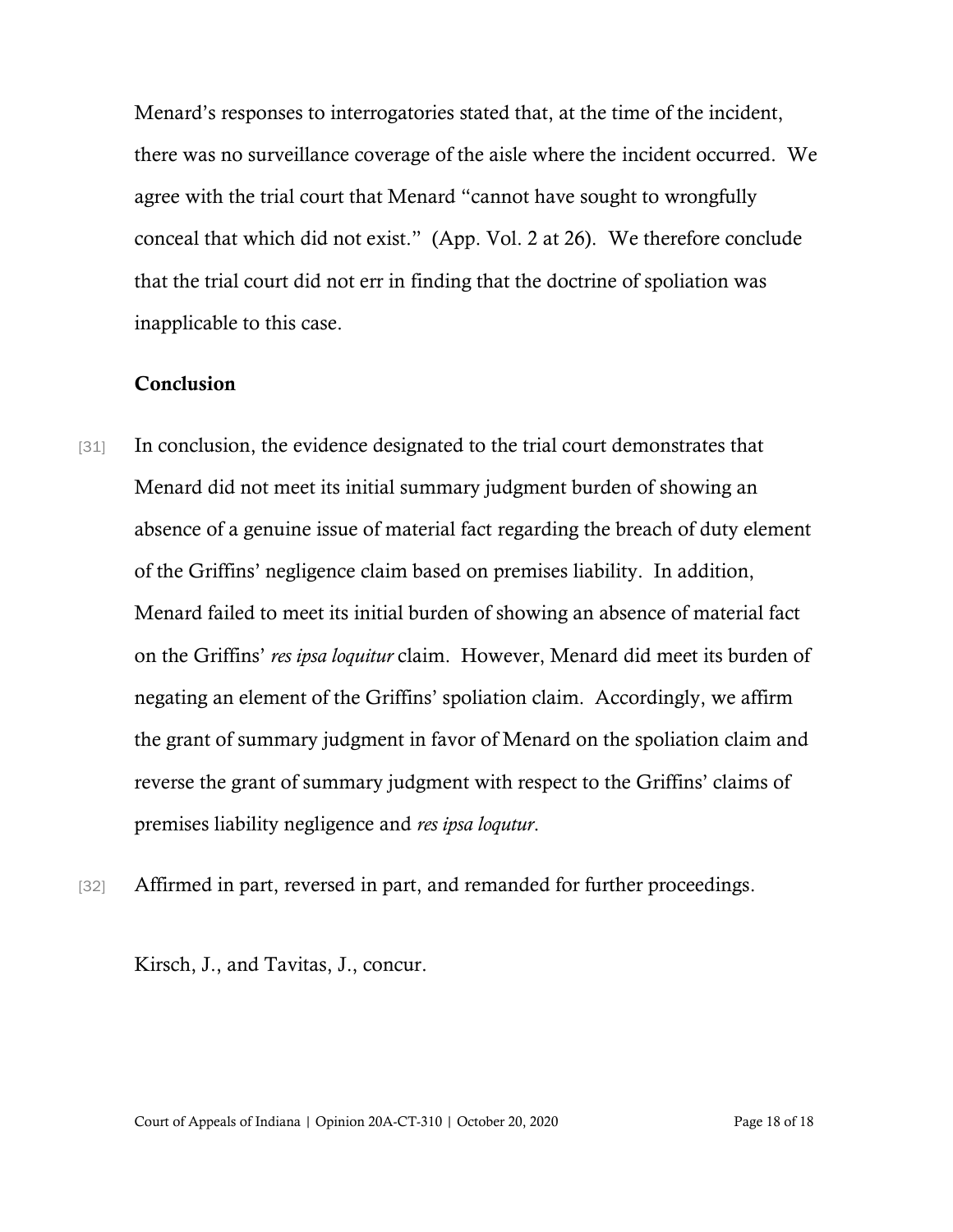Menard's responses to interrogatories stated that, at the time of the incident, there was no surveillance coverage of the aisle where the incident occurred. We agree with the trial court that Menard "cannot have sought to wrongfully conceal that which did not exist." (App. Vol. 2 at 26). We therefore conclude that the trial court did not err in finding that the doctrine of spoliation was inapplicable to this case.

## Conclusion

[31] In conclusion, the evidence designated to the trial court demonstrates that Menard did not meet its initial summary judgment burden of showing an absence of a genuine issue of material fact regarding the breach of duty element of the Griffins' negligence claim based on premises liability. In addition, Menard failed to meet its initial burden of showing an absence of material fact on the Griffins' *res ipsa loquitur* claim. However, Menard did meet its burden of negating an element of the Griffins' spoliation claim. Accordingly, we affirm the grant of summary judgment in favor of Menard on the spoliation claim and reverse the grant of summary judgment with respect to the Griffins' claims of premises liability negligence and *res ipsa loqutur*.

[32] Affirmed in part, reversed in part, and remanded for further proceedings.

Kirsch, J., and Tavitas, J., concur.